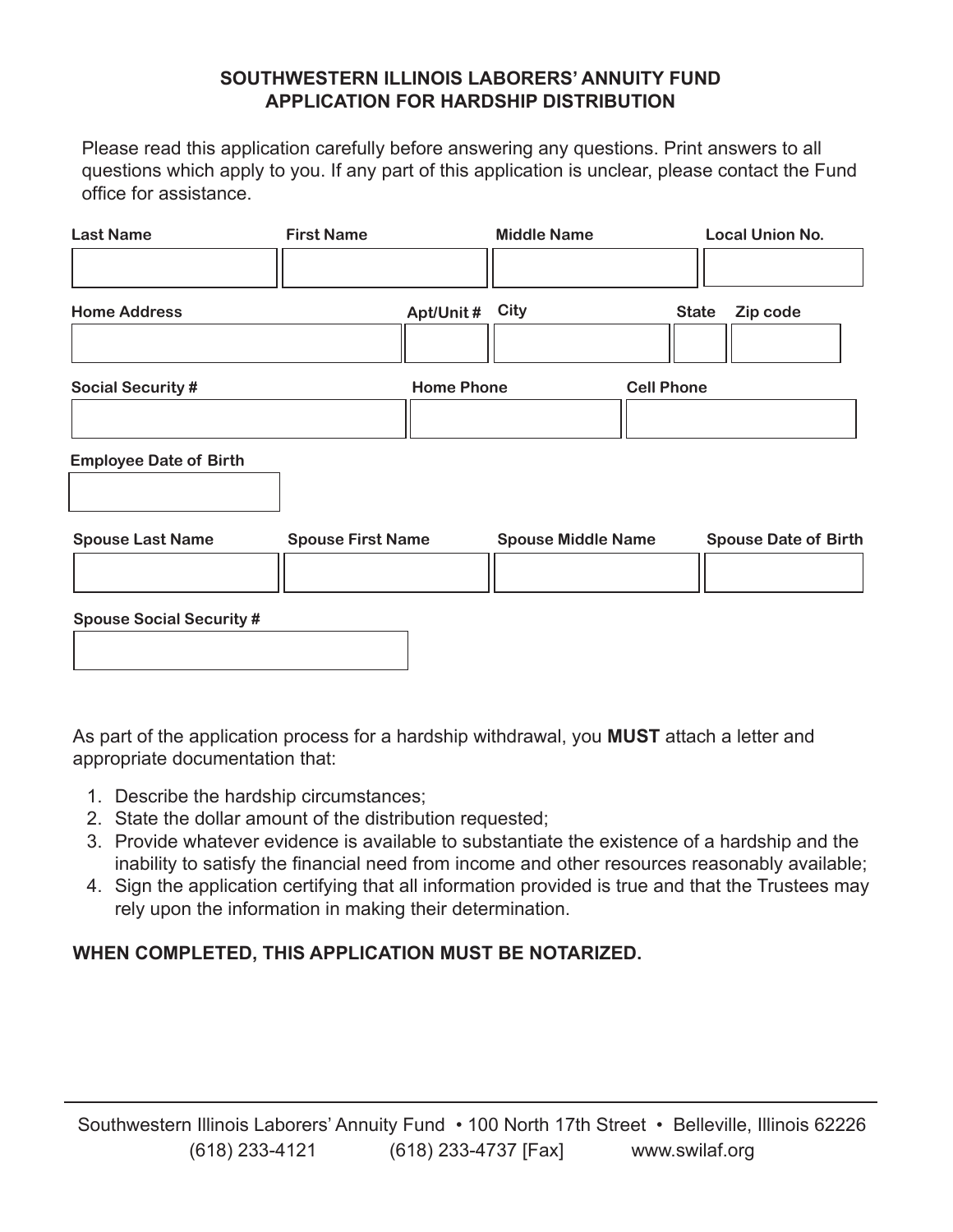# SOUTHWESTERN ILLINOIS LABORERS' ANNUITY FUND
## APPLICATION FOR HARDSHIP DISTRIBUTION

Please read this application carefully before answering any questions. Print answers to all questions which apply to you. If any part of this application is unclear, please contact the Fund office for assistance.

| Last Name | First Name | Middle Name | Local Union No. |
|---|---|---|---|
| | | | |

| Home Address | Apt/Unit # | City | State | Zip code |
|---|---|---|---|---|
| | | | | |

| Social Security # | Home Phone | Cell Phone |
|---|---|---|
| | | |

| Employee Date of Birth |
|---|
| |

| Spouse Last Name | Spouse First Name | Spouse Middle Name | Spouse Date of Birth |
|---|---|---|---|
| | | | |

| Spouse Social Security # |
|---|
| |

As part of the application process for a hardship withdrawal, you **MUST** attach a letter and appropriate documentation that:

1. Describe the hardship circumstances;
2. State the dollar amount of the distribution requested;
3. Provide whatever evidence is available to substantiate the existence of a hardship and the inability to satisfy the financial need from income and other resources reasonably available;
4. Sign the application certifying that all information provided is true and that the Trustees may rely upon the information in making their determination.

**WHEN COMPLETED, THIS APPLICATION MUST BE NOTARIZED.**

Southwestern Illinois Laborers' Annuity Fund • 100 North 17th Street • Belleville, Illinois 62226
(618) 233-4121 (618) 233-4737 [Fax] www.swilaf.org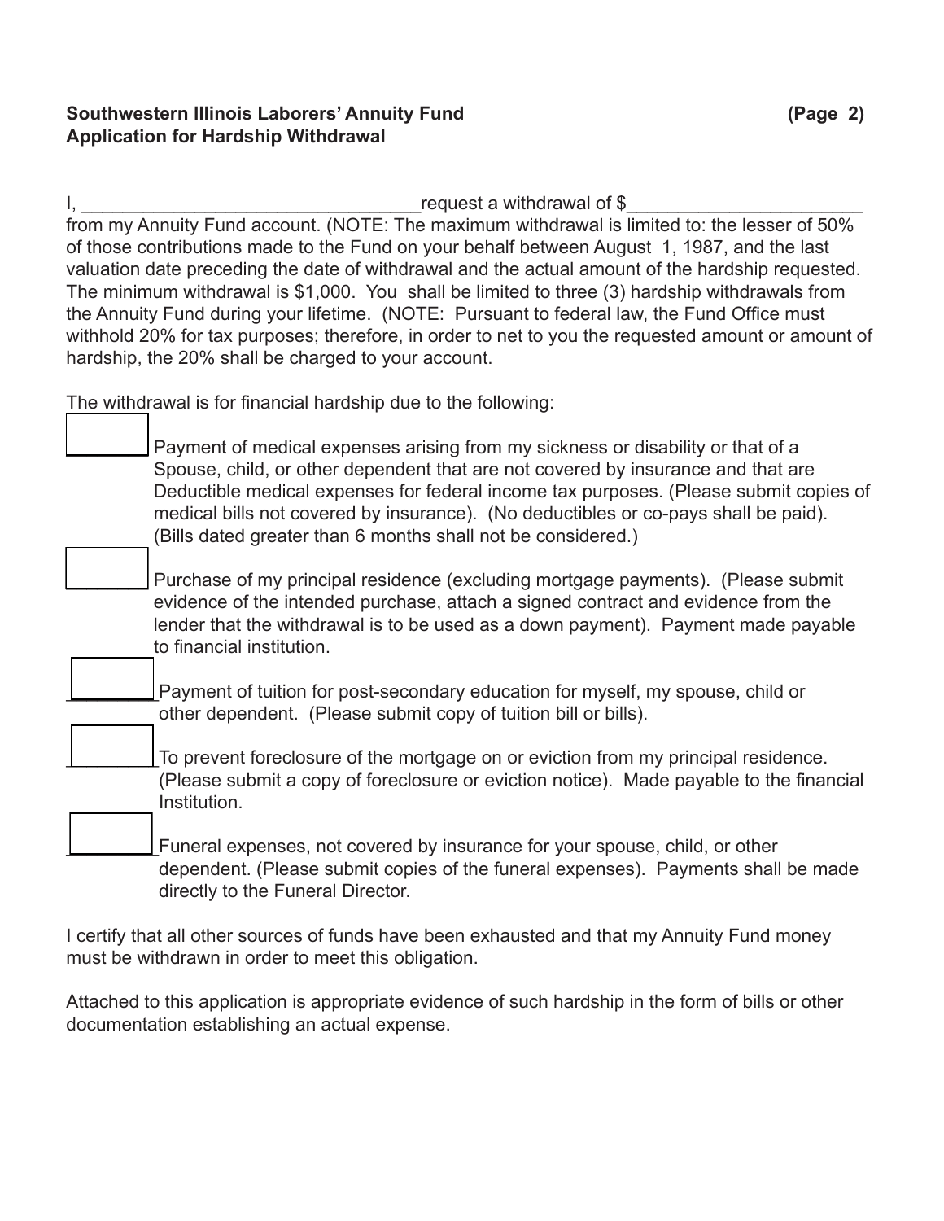**Southwestern Illinois Laborers' Annuity Fund**
**Application for Hardship Withdrawal**

I, ________________________________ request a withdrawal of $______________________ from my Annuity Fund account. (NOTE: The maximum withdrawal is limited to: the lesser of 50% of those contributions made to the Fund on your behalf between August 1, 1987, and the last valuation date preceding the date of withdrawal and the actual amount of the hardship requested. The minimum withdrawal is $1,000. You shall be limited to three (3) hardship withdrawals from the Annuity Fund during your lifetime. (NOTE: Pursuant to federal law, the Fund Office must withhold 20% for tax purposes; therefore, in order to net to you the requested amount or amount of hardship, the 20% shall be charged to your account.

The withdrawal is for financial hardship due to the following:

- [ ] Payment of medical expenses arising from my sickness or disability or that of a Spouse, child, or other dependent that are not covered by insurance and that are Deductible medical expenses for federal income tax purposes. (Please submit copies of medical bills not covered by insurance). (No deductibles or co-pays shall be paid). (Bills dated greater than 6 months shall not be considered.)

- [ ] Purchase of my principal residence (excluding mortgage payments). (Please submit evidence of the intended purchase, attach a signed contract and evidence from the lender that the withdrawal is to be used as a down payment). Payment made payable to financial institution.

- [ ] Payment of tuition for post-secondary education for myself, my spouse, child or other dependent. (Please submit copy of tuition bill or bills).

- [ ] To prevent foreclosure of the mortgage on or eviction from my principal residence. (Please submit a copy of foreclosure or eviction notice). Made payable to the financial Institution.

- [ ] Funeral expenses, not covered by insurance for your spouse, child, or other dependent. (Please submit copies of the funeral expenses). Payments shall be made directly to the Funeral Director.

I certify that all other sources of funds have been exhausted and that my Annuity Fund money must be withdrawn in order to meet this obligation.

Attached to this application is appropriate evidence of such hardship in the form of bills or other documentation establishing an actual expense.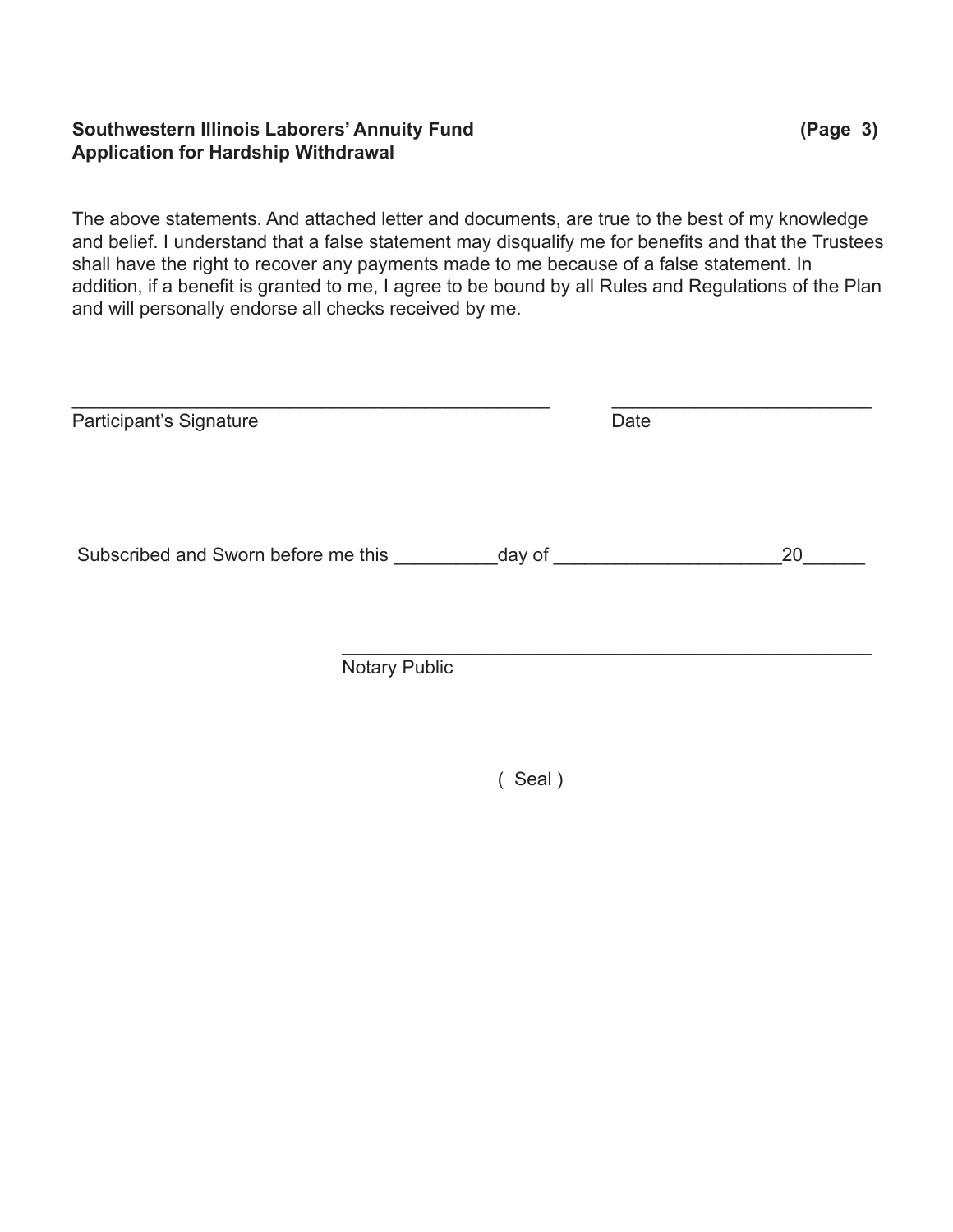**Southwestern Illinois Laborers' Annuity Fund** **(Page 3)**
**Application for Hardship Withdrawal**

The above statements. And attached letter and documents, are true to the best of my knowledge and belief. I understand that a false statement may disqualify me for benefits and that the Trustees shall have the right to recover any payments made to me because of a false statement. In addition, if a benefit is granted to me, I agree to be bound by all Rules and Regulations of the Plan and will personally endorse all checks received by me.

_______________________________________________ _________________________
Participant's Signature Date

Subscribed and Sworn before me this __________day of ______________________20______

_____________________________________________________
Notary Public

( Seal )